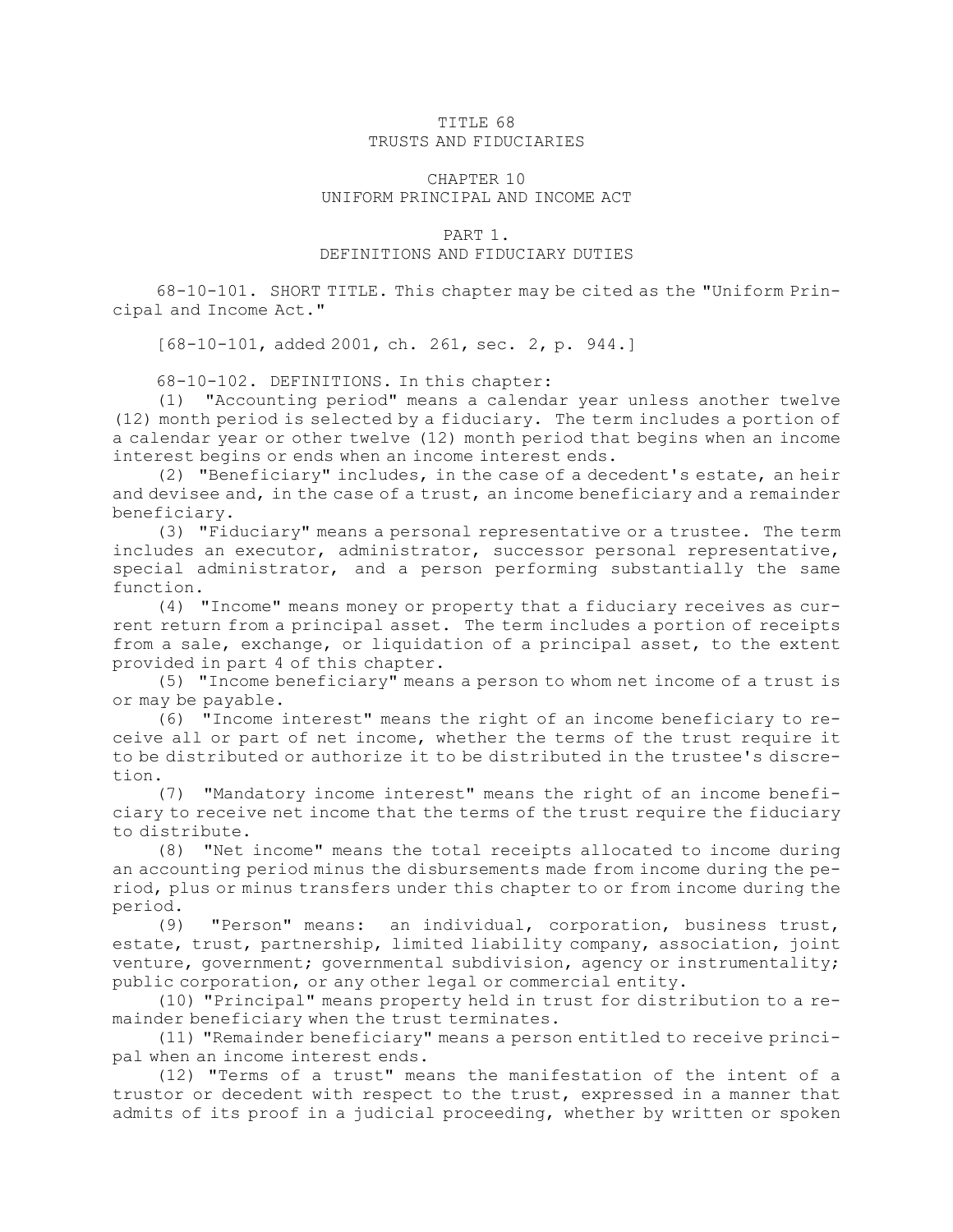# TITLE 68
# TRUSTS AND FIDUCIARIES

## CHAPTER 10
## UNIFORM PRINCIPAL AND INCOME ACT

### PART 1.
### DEFINITIONS AND FIDUCIARY DUTIES

68-10-101. SHORT TITLE. This chapter may be cited as the "Uniform Principal and Income Act."

[68-10-101, added 2001, ch. 261, sec. 2, p. 944.]

68-10-102. DEFINITIONS. In this chapter:

(1) "Accounting period" means a calendar year unless another twelve (12) month period is selected by a fiduciary. The term includes a portion of a calendar year or other twelve (12) month period that begins when an income interest begins or ends when an income interest ends.

(2) "Beneficiary" includes, in the case of a decedent's estate, an heir and devisee and, in the case of a trust, an income beneficiary and a remainder beneficiary.

(3) "Fiduciary" means a personal representative or a trustee. The term includes an executor, administrator, successor personal representative, special administrator, and a person performing substantially the same function.

(4) "Income" means money or property that a fiduciary receives as current return from a principal asset. The term includes a portion of receipts from a sale, exchange, or liquidation of a principal asset, to the extent provided in part 4 of this chapter.

(5) "Income beneficiary" means a person to whom net income of a trust is or may be payable.

(6) "Income interest" means the right of an income beneficiary to receive all or part of net income, whether the terms of the trust require it to be distributed or authorize it to be distributed in the trustee's discretion.

(7) "Mandatory income interest" means the right of an income beneficiary to receive net income that the terms of the trust require the fiduciary to distribute.

(8) "Net income" means the total receipts allocated to income during an accounting period minus the disbursements made from income during the period, plus or minus transfers under this chapter to or from income during the period.

(9) "Person" means: an individual, corporation, business trust, estate, trust, partnership, limited liability company, association, joint venture, government; governmental subdivision, agency or instrumentality; public corporation, or any other legal or commercial entity.

(10) "Principal" means property held in trust for distribution to a remainder beneficiary when the trust terminates.

(11) "Remainder beneficiary" means a person entitled to receive principal when an income interest ends.

(12) "Terms of a trust" means the manifestation of the intent of a trustor or decedent with respect to the trust, expressed in a manner that admits of its proof in a judicial proceeding, whether by written or spoken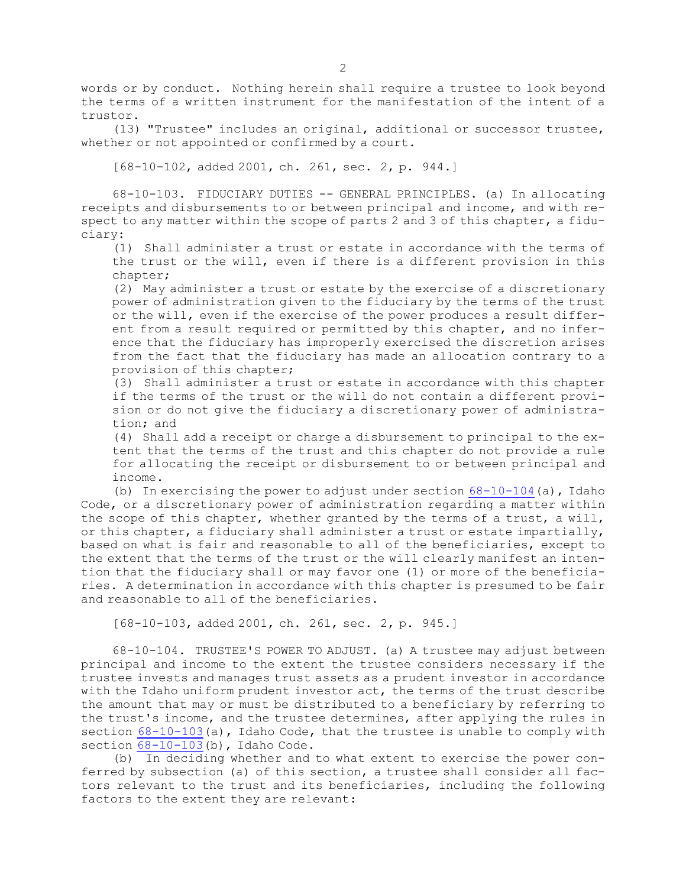words or by conduct. Nothing herein shall require a trustee to look beyond the terms of a written instrument for the manifestation of the intent of a trustor.

(13) "Trustee" includes an original, additional or successor trustee, whether or not appointed or confirmed by a court.

[68-10-102, added 2001, ch. 261, sec. 2, p. 944.]

68-10-103. FIDUCIARY DUTIES -- GENERAL PRINCIPLES. (a) In allocating receipts and disbursements to or between principal and income, and with respect to any matter within the scope of parts 2 and 3 of this chapter, a fiduciary:

(1) Shall administer a trust or estate in accordance with the terms of the trust or the will, even if there is a different provision in this chapter;

(2) May administer a trust or estate by the exercise of a discretionary power of administration given to the fiduciary by the terms of the trust or the will, even if the exercise of the power produces a result different from a result required or permitted by this chapter, and no inference that the fiduciary has improperly exercised the discretion arises from the fact that the fiduciary has made an allocation contrary to a provision of this chapter;

(3) Shall administer a trust or estate in accordance with this chapter if the terms of the trust or the will do not contain a different provision or do not give the fiduciary a discretionary power of administration; and

(4) Shall add a receipt or charge a disbursement to principal to the extent that the terms of the trust and this chapter do not provide a rule for allocating the receipt or disbursement to or between principal and income.

(b) In exercising the power to adjust under section 68-10-104(a), Idaho Code, or a discretionary power of administration regarding a matter within the scope of this chapter, whether granted by the terms of a trust, a will, or this chapter, a fiduciary shall administer a trust or estate impartially, based on what is fair and reasonable to all of the beneficiaries, except to the extent that the terms of the trust or the will clearly manifest an intention that the fiduciary shall or may favor one (1) or more of the beneficiaries. A determination in accordance with this chapter is presumed to be fair and reasonable to all of the beneficiaries.

[68-10-103, added 2001, ch. 261, sec. 2, p. 945.]

68-10-104. TRUSTEE'S POWER TO ADJUST. (a) A trustee may adjust between principal and income to the extent the trustee considers necessary if the trustee invests and manages trust assets as a prudent investor in accordance with the Idaho uniform prudent investor act, the terms of the trust describe the amount that may or must be distributed to a beneficiary by referring to the trust's income, and the trustee determines, after applying the rules in section 68-10-103(a), Idaho Code, that the trustee is unable to comply with section 68-10-103(b), Idaho Code.

(b) In deciding whether and to what extent to exercise the power conferred by subsection (a) of this section, a trustee shall consider all factors relevant to the trust and its beneficiaries, including the following factors to the extent they are relevant: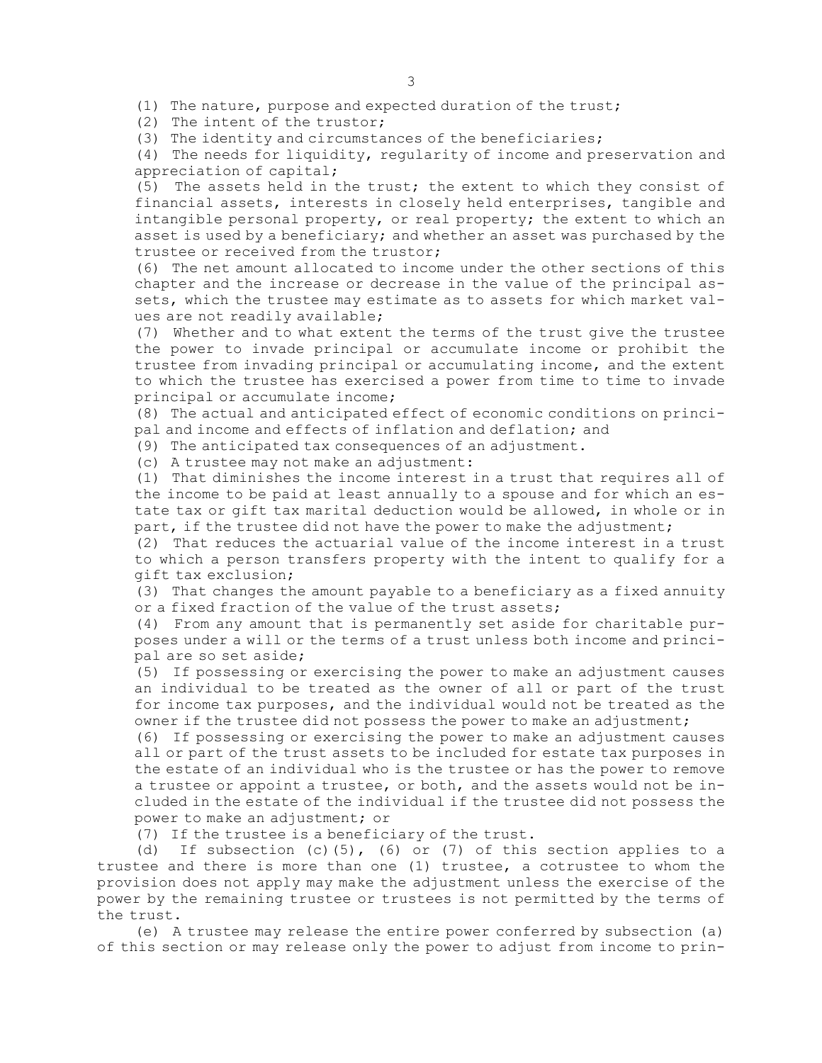(1) The nature, purpose and expected duration of the trust;

(2) The intent of the trustor;

(3) The identity and circumstances of the beneficiaries;

(4) The needs for liquidity, regularity of income and preservation and appreciation of capital;

(5) The assets held in the trust; the extent to which they consist of financial assets, interests in closely held enterprises, tangible and intangible personal property, or real property; the extent to which an asset is used by a beneficiary; and whether an asset was purchased by the trustee or received from the trustor;

(6) The net amount allocated to income under the other sections of this chapter and the increase or decrease in the value of the principal assets, which the trustee may estimate as to assets for which market values are not readily available;

(7) Whether and to what extent the terms of the trust give the trustee the power to invade principal or accumulate income or prohibit the trustee from invading principal or accumulating income, and the extent to which the trustee has exercised a power from time to time to invade principal or accumulate income;

(8) The actual and anticipated effect of economic conditions on principal and income and effects of inflation and deflation; and

(9) The anticipated tax consequences of an adjustment.

(c) A trustee may not make an adjustment:

(1) That diminishes the income interest in a trust that requires all of the income to be paid at least annually to a spouse and for which an estate tax or gift tax marital deduction would be allowed, in whole or in part, if the trustee did not have the power to make the adjustment;

(2) That reduces the actuarial value of the income interest in a trust to which a person transfers property with the intent to qualify for a gift tax exclusion;

(3) That changes the amount payable to a beneficiary as a fixed annuity or a fixed fraction of the value of the trust assets;

(4) From any amount that is permanently set aside for charitable purposes under a will or the terms of a trust unless both income and principal are so set aside;

(5) If possessing or exercising the power to make an adjustment causes an individual to be treated as the owner of all or part of the trust for income tax purposes, and the individual would not be treated as the owner if the trustee did not possess the power to make an adjustment;

(6) If possessing or exercising the power to make an adjustment causes all or part of the trust assets to be included for estate tax purposes in the estate of an individual who is the trustee or has the power to remove a trustee or appoint a trustee, or both, and the assets would not be included in the estate of the individual if the trustee did not possess the power to make an adjustment; or

(7) If the trustee is a beneficiary of the trust.

(d) If subsection (c)(5), (6) or (7) of this section applies to a trustee and there is more than one (1) trustee, a cotrustee to whom the provision does not apply may make the adjustment unless the exercise of the power by the remaining trustee or trustees is not permitted by the terms of the trust.

(e) A trustee may release the entire power conferred by subsection (a) of this section or may release only the power to adjust from income to prin-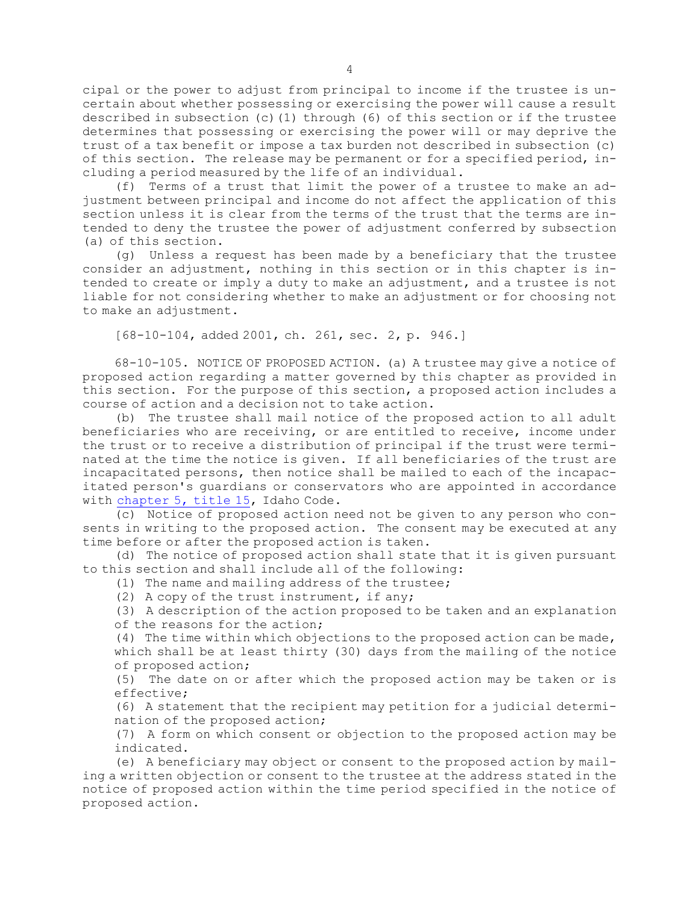cipal or the power to adjust from principal to income if the trustee is uncertain about whether possessing or exercising the power will cause a result described in subsection (c)(1) through (6) of this section or if the trustee determines that possessing or exercising the power will or may deprive the trust of a tax benefit or impose a tax burden not described in subsection (c) of this section. The release may be permanent or for a specified period, including a period measured by the life of an individual.

(f) Terms of a trust that limit the power of a trustee to make an adjustment between principal and income do not affect the application of this section unless it is clear from the terms of the trust that the terms are intended to deny the trustee the power of adjustment conferred by subsection (a) of this section.

(g) Unless a request has been made by a beneficiary that the trustee consider an adjustment, nothing in this section or in this chapter is intended to create or imply a duty to make an adjustment, and a trustee is not liable for not considering whether to make an adjustment or for choosing not to make an adjustment.

[68-10-104, added 2001, ch. 261, sec. 2, p. 946.]

68-10-105. NOTICE OF PROPOSED ACTION. (a) A trustee may give a notice of proposed action regarding a matter governed by this chapter as provided in this section. For the purpose of this section, a proposed action includes a course of action and a decision not to take action.

(b) The trustee shall mail notice of the proposed action to all adult beneficiaries who are receiving, or are entitled to receive, income under the trust or to receive a distribution of principal if the trust were terminated at the time the notice is given. If all beneficiaries of the trust are incapacitated persons, then notice shall be mailed to each of the incapacitated person's guardians or conservators who are appointed in accordance with chapter 5, title 15, Idaho Code.

(c) Notice of proposed action need not be given to any person who consents in writing to the proposed action. The consent may be executed at any time before or after the proposed action is taken.

(d) The notice of proposed action shall state that it is given pursuant to this section and shall include all of the following:

(1) The name and mailing address of the trustee;

(2) A copy of the trust instrument, if any;

(3) A description of the action proposed to be taken and an explanation of the reasons for the action;

(4) The time within which objections to the proposed action can be made, which shall be at least thirty (30) days from the mailing of the notice of proposed action;

(5) The date on or after which the proposed action may be taken or is effective;

(6) A statement that the recipient may petition for a judicial determination of the proposed action;

(7) A form on which consent or objection to the proposed action may be indicated.

(e) A beneficiary may object or consent to the proposed action by mailing a written objection or consent to the trustee at the address stated in the notice of proposed action within the time period specified in the notice of proposed action.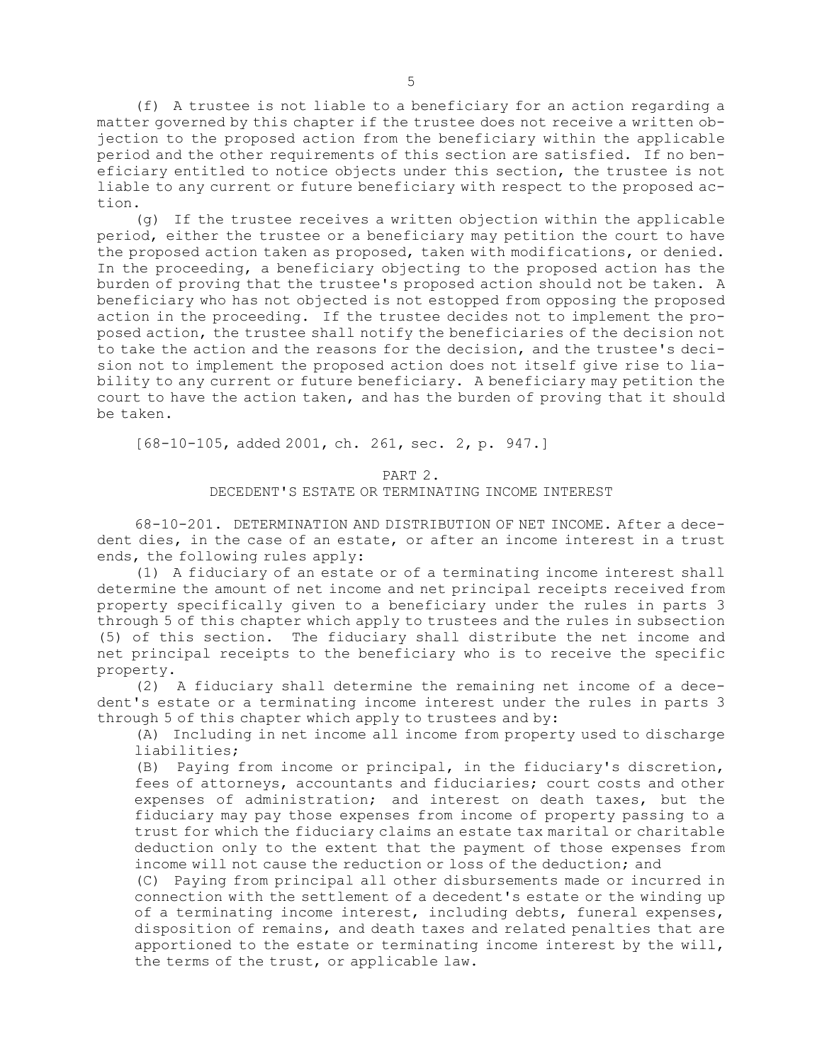(f) A trustee is not liable to a beneficiary for an action regarding a matter governed by this chapter if the trustee does not receive a written objection to the proposed action from the beneficiary within the applicable period and the other requirements of this section are satisfied. If no beneficiary entitled to notice objects under this section, the trustee is not liable to any current or future beneficiary with respect to the proposed action.

(g) If the trustee receives a written objection within the applicable period, either the trustee or a beneficiary may petition the court to have the proposed action taken as proposed, taken with modifications, or denied. In the proceeding, a beneficiary objecting to the proposed action has the burden of proving that the trustee's proposed action should not be taken. A beneficiary who has not objected is not estopped from opposing the proposed action in the proceeding. If the trustee decides not to implement the proposed action, the trustee shall notify the beneficiaries of the decision not to take the action and the reasons for the decision, and the trustee's decision not to implement the proposed action does not itself give rise to liability to any current or future beneficiary. A beneficiary may petition the court to have the action taken, and has the burden of proving that it should be taken.

[68-10-105, added 2001, ch. 261, sec. 2, p. 947.]

## PART 2.
## DECEDENT'S ESTATE OR TERMINATING INCOME INTEREST

68-10-201. DETERMINATION AND DISTRIBUTION OF NET INCOME. After a decedent dies, in the case of an estate, or after an income interest in a trust ends, the following rules apply:

(1) A fiduciary of an estate or of a terminating income interest shall determine the amount of net income and net principal receipts received from property specifically given to a beneficiary under the rules in parts 3 through 5 of this chapter which apply to trustees and the rules in subsection (5) of this section. The fiduciary shall distribute the net income and net principal receipts to the beneficiary who is to receive the specific property.

(2) A fiduciary shall determine the remaining net income of a decedent's estate or a terminating income interest under the rules in parts 3 through 5 of this chapter which apply to trustees and by:

(A) Including in net income all income from property used to discharge liabilities;

(B) Paying from income or principal, in the fiduciary's discretion, fees of attorneys, accountants and fiduciaries; court costs and other expenses of administration; and interest on death taxes, but the fiduciary may pay those expenses from income of property passing to a trust for which the fiduciary claims an estate tax marital or charitable deduction only to the extent that the payment of those expenses from income will not cause the reduction or loss of the deduction; and

(C) Paying from principal all other disbursements made or incurred in connection with the settlement of a decedent's estate or the winding up of a terminating income interest, including debts, funeral expenses, disposition of remains, and death taxes and related penalties that are apportioned to the estate or terminating income interest by the will, the terms of the trust, or applicable law.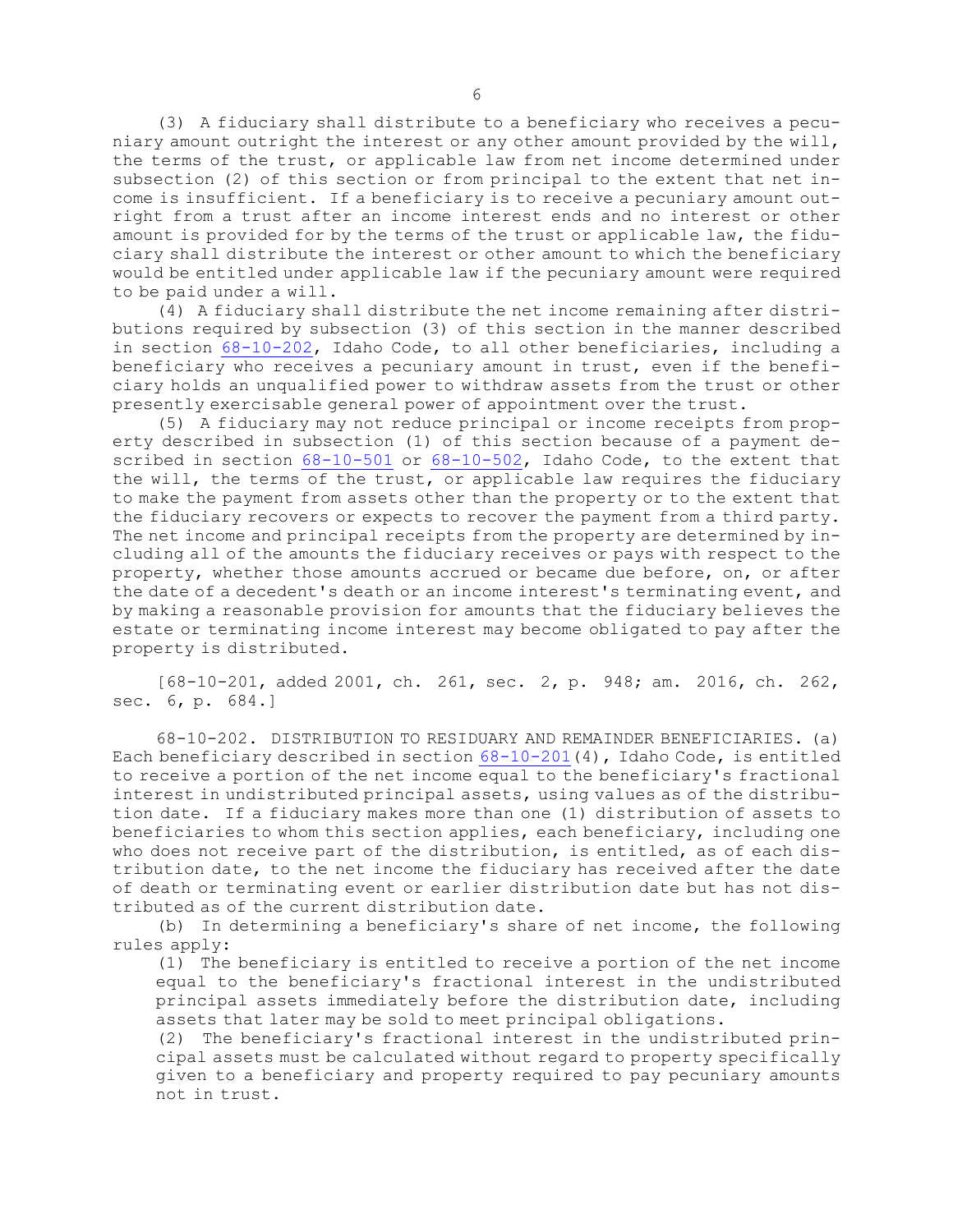(3) A fiduciary shall distribute to a beneficiary who receives a pecuniary amount outright the interest or any other amount provided by the will, the terms of the trust, or applicable law from net income determined under subsection (2) of this section or from principal to the extent that net income is insufficient. If a beneficiary is to receive a pecuniary amount outright from a trust after an income interest ends and no interest or other amount is provided for by the terms of the trust or applicable law, the fiduciary shall distribute the interest or other amount to which the beneficiary would be entitled under applicable law if the pecuniary amount were required to be paid under a will.

(4) A fiduciary shall distribute the net income remaining after distributions required by subsection (3) of this section in the manner described in section 68-10-202, Idaho Code, to all other beneficiaries, including a beneficiary who receives a pecuniary amount in trust, even if the beneficiary holds an unqualified power to withdraw assets from the trust or other presently exercisable general power of appointment over the trust.

(5) A fiduciary may not reduce principal or income receipts from property described in subsection (1) of this section because of a payment described in section 68-10-501 or 68-10-502, Idaho Code, to the extent that the will, the terms of the trust, or applicable law requires the fiduciary to make the payment from assets other than the property or to the extent that the fiduciary recovers or expects to recover the payment from a third party. The net income and principal receipts from the property are determined by including all of the amounts the fiduciary receives or pays with respect to the property, whether those amounts accrued or became due before, on, or after the date of a decedent's death or an income interest's terminating event, and by making a reasonable provision for amounts that the fiduciary believes the estate or terminating income interest may become obligated to pay after the property is distributed.

[68-10-201, added 2001, ch. 261, sec. 2, p. 948; am. 2016, ch. 262, sec. 6, p. 684.]

68-10-202. DISTRIBUTION TO RESIDUARY AND REMAINDER BENEFICIARIES. (a) Each beneficiary described in section 68-10-201(4), Idaho Code, is entitled to receive a portion of the net income equal to the beneficiary's fractional interest in undistributed principal assets, using values as of the distribution date. If a fiduciary makes more than one (1) distribution of assets to beneficiaries to whom this section applies, each beneficiary, including one who does not receive part of the distribution, is entitled, as of each distribution date, to the net income the fiduciary has received after the date of death or terminating event or earlier distribution date but has not distributed as of the current distribution date.

(b) In determining a beneficiary's share of net income, the following rules apply:

(1) The beneficiary is entitled to receive a portion of the net income equal to the beneficiary's fractional interest in the undistributed principal assets immediately before the distribution date, including assets that later may be sold to meet principal obligations.

(2) The beneficiary's fractional interest in the undistributed principal assets must be calculated without regard to property specifically given to a beneficiary and property required to pay pecuniary amounts not in trust.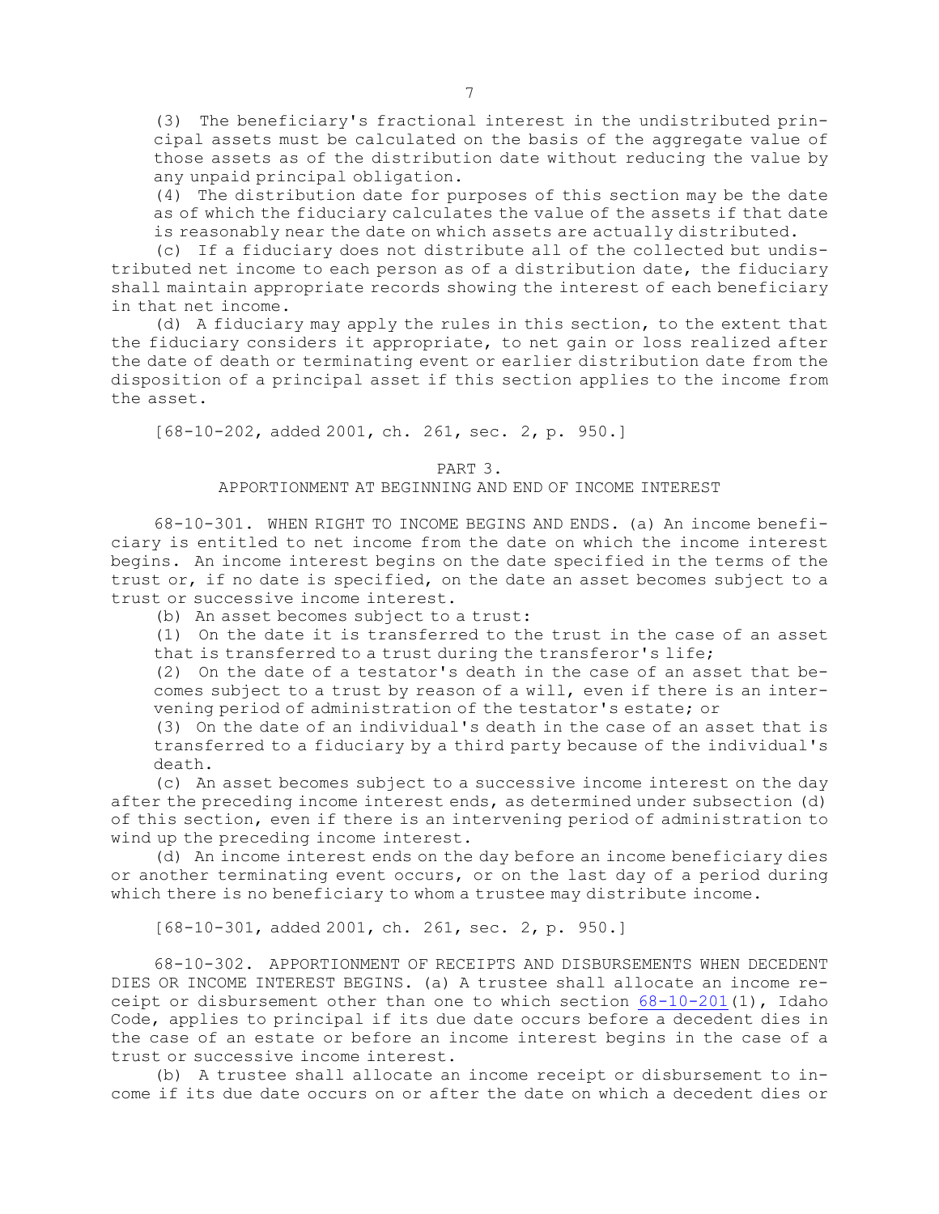(3) The beneficiary's fractional interest in the undistributed principal assets must be calculated on the basis of the aggregate value of those assets as of the distribution date without reducing the value by any unpaid principal obligation.

(4) The distribution date for purposes of this section may be the date as of which the fiduciary calculates the value of the assets if that date is reasonably near the date on which assets are actually distributed.

(c) If a fiduciary does not distribute all of the collected but undistributed net income to each person as of a distribution date, the fiduciary shall maintain appropriate records showing the interest of each beneficiary in that net income.

(d) A fiduciary may apply the rules in this section, to the extent that the fiduciary considers it appropriate, to net gain or loss realized after the date of death or terminating event or earlier distribution date from the disposition of a principal asset if this section applies to the income from the asset.

[68-10-202, added 2001, ch. 261, sec. 2, p. 950.]

## PART 3.
## APPORTIONMENT AT BEGINNING AND END OF INCOME INTEREST

68-10-301. WHEN RIGHT TO INCOME BEGINS AND ENDS. (a) An income beneficiary is entitled to net income from the date on which the income interest begins. An income interest begins on the date specified in the terms of the trust or, if no date is specified, on the date an asset becomes subject to a trust or successive income interest.

(b) An asset becomes subject to a trust:

(1) On the date it is transferred to the trust in the case of an asset that is transferred to a trust during the transferor's life;

(2) On the date of a testator's death in the case of an asset that becomes subject to a trust by reason of a will, even if there is an intervening period of administration of the testator's estate; or

(3) On the date of an individual's death in the case of an asset that is transferred to a fiduciary by a third party because of the individual's death.

(c) An asset becomes subject to a successive income interest on the day after the preceding income interest ends, as determined under subsection (d) of this section, even if there is an intervening period of administration to wind up the preceding income interest.

(d) An income interest ends on the day before an income beneficiary dies or another terminating event occurs, or on the last day of a period during which there is no beneficiary to whom a trustee may distribute income.

[68-10-301, added 2001, ch. 261, sec. 2, p. 950.]

68-10-302. APPORTIONMENT OF RECEIPTS AND DISBURSEMENTS WHEN DECEDENT DIES OR INCOME INTEREST BEGINS. (a) A trustee shall allocate an income receipt or disbursement other than one to which section 68-10-201(1), Idaho Code, applies to principal if its due date occurs before a decedent dies in the case of an estate or before an income interest begins in the case of a trust or successive income interest.

(b) A trustee shall allocate an income receipt or disbursement to income if its due date occurs on or after the date on which a decedent dies or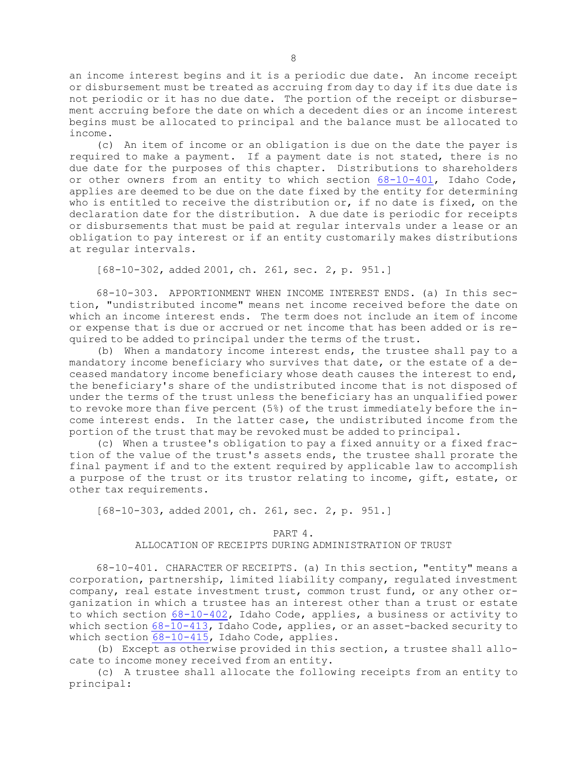an income interest begins and it is a periodic due date. An income receipt or disbursement must be treated as accruing from day to day if its due date is not periodic or it has no due date. The portion of the receipt or disbursement accruing before the date on which a decedent dies or an income interest begins must be allocated to principal and the balance must be allocated to income.

(c) An item of income or an obligation is due on the date the payer is required to make a payment. If a payment date is not stated, there is no due date for the purposes of this chapter. Distributions to shareholders or other owners from an entity to which section 68-10-401, Idaho Code, applies are deemed to be due on the date fixed by the entity for determining who is entitled to receive the distribution or, if no date is fixed, on the declaration date for the distribution. A due date is periodic for receipts or disbursements that must be paid at regular intervals under a lease or an obligation to pay interest or if an entity customarily makes distributions at regular intervals.

[68-10-302, added 2001, ch. 261, sec. 2, p. 951.]

68-10-303. APPORTIONMENT WHEN INCOME INTEREST ENDS. (a) In this section, "undistributed income" means net income received before the date on which an income interest ends. The term does not include an item of income or expense that is due or accrued or net income that has been added or is required to be added to principal under the terms of the trust.

(b) When a mandatory income interest ends, the trustee shall pay to a mandatory income beneficiary who survives that date, or the estate of a deceased mandatory income beneficiary whose death causes the interest to end, the beneficiary's share of the undistributed income that is not disposed of under the terms of the trust unless the beneficiary has an unqualified power to revoke more than five percent (5%) of the trust immediately before the income interest ends. In the latter case, the undistributed income from the portion of the trust that may be revoked must be added to principal.

(c) When a trustee's obligation to pay a fixed annuity or a fixed fraction of the value of the trust's assets ends, the trustee shall prorate the final payment if and to the extent required by applicable law to accomplish a purpose of the trust or its trustor relating to income, gift, estate, or other tax requirements.

[68-10-303, added 2001, ch. 261, sec. 2, p. 951.]

## PART 4.
## ALLOCATION OF RECEIPTS DURING ADMINISTRATION OF TRUST

68-10-401. CHARACTER OF RECEIPTS. (a) In this section, "entity" means a corporation, partnership, limited liability company, regulated investment company, real estate investment trust, common trust fund, or any other organization in which a trustee has an interest other than a trust or estate to which section 68-10-402, Idaho Code, applies, a business or activity to which section 68-10-413, Idaho Code, applies, or an asset-backed security to which section 68-10-415, Idaho Code, applies.

(b) Except as otherwise provided in this section, a trustee shall allocate to income money received from an entity.

(c) A trustee shall allocate the following receipts from an entity to principal: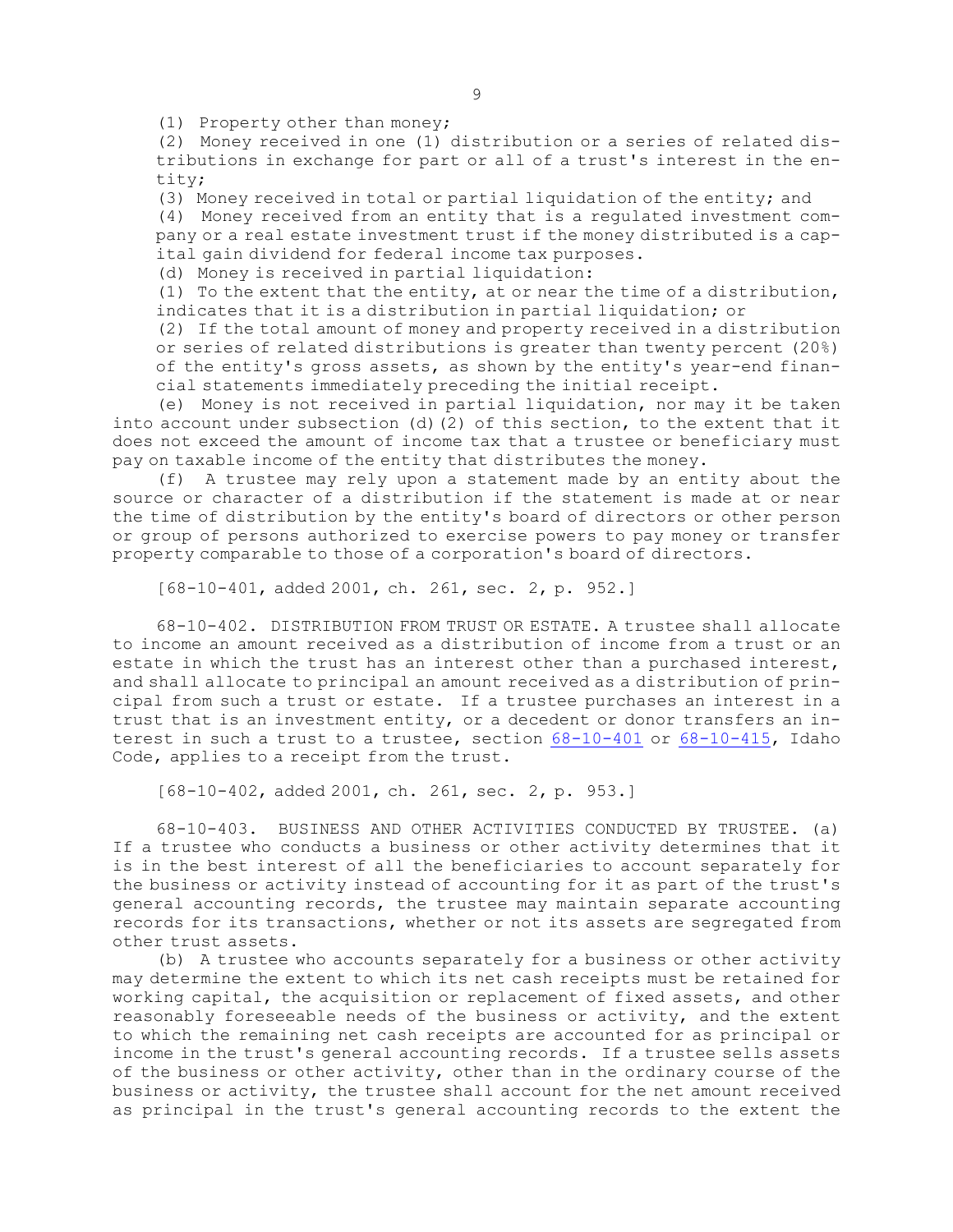(1) Property other than money;

(2) Money received in one (1) distribution or a series of related distributions in exchange for part or all of a trust's interest in the entity;

(3) Money received in total or partial liquidation of the entity; and

(4) Money received from an entity that is a regulated investment company or a real estate investment trust if the money distributed is a capital gain dividend for federal income tax purposes.

(d) Money is received in partial liquidation:

(1) To the extent that the entity, at or near the time of a distribution, indicates that it is a distribution in partial liquidation; or

(2) If the total amount of money and property received in a distribution or series of related distributions is greater than twenty percent (20%) of the entity's gross assets, as shown by the entity's year-end financial statements immediately preceding the initial receipt.

(e) Money is not received in partial liquidation, nor may it be taken into account under subsection (d)(2) of this section, to the extent that it does not exceed the amount of income tax that a trustee or beneficiary must pay on taxable income of the entity that distributes the money.

(f) A trustee may rely upon a statement made by an entity about the source or character of a distribution if the statement is made at or near the time of distribution by the entity's board of directors or other person or group of persons authorized to exercise powers to pay money or transfer property comparable to those of a corporation's board of directors.

[68-10-401, added 2001, ch. 261, sec. 2, p. 952.]

68-10-402. DISTRIBUTION FROM TRUST OR ESTATE. A trustee shall allocate to income an amount received as a distribution of income from a trust or an estate in which the trust has an interest other than a purchased interest, and shall allocate to principal an amount received as a distribution of principal from such a trust or estate. If a trustee purchases an interest in a trust that is an investment entity, or a decedent or donor transfers an interest in such a trust to a trustee, section 68-10-401 or 68-10-415, Idaho Code, applies to a receipt from the trust.

[68-10-402, added 2001, ch. 261, sec. 2, p. 953.]

68-10-403. BUSINESS AND OTHER ACTIVITIES CONDUCTED BY TRUSTEE. (a) If a trustee who conducts a business or other activity determines that it is in the best interest of all the beneficiaries to account separately for the business or activity instead of accounting for it as part of the trust's general accounting records, the trustee may maintain separate accounting records for its transactions, whether or not its assets are segregated from other trust assets.

(b) A trustee who accounts separately for a business or other activity may determine the extent to which its net cash receipts must be retained for working capital, the acquisition or replacement of fixed assets, and other reasonably foreseeable needs of the business or activity, and the extent to which the remaining net cash receipts are accounted for as principal or income in the trust's general accounting records. If a trustee sells assets of the business or other activity, other than in the ordinary course of the business or activity, the trustee shall account for the net amount received as principal in the trust's general accounting records to the extent the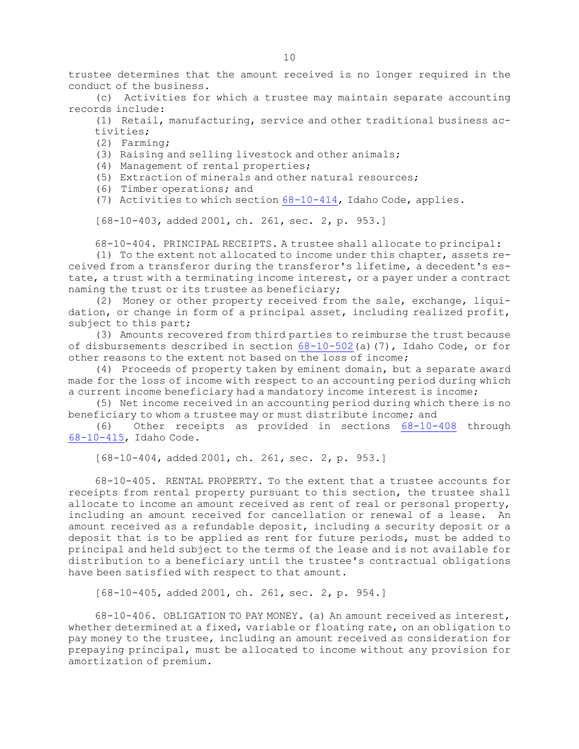trustee determines that the amount received is no longer required in the conduct of the business.

(c) Activities for which a trustee may maintain separate accounting records include:

(1) Retail, manufacturing, service and other traditional business activities;

(2) Farming;

(3) Raising and selling livestock and other animals;

(4) Management of rental properties;

(5) Extraction of minerals and other natural resources;

(6) Timber operations; and

(7) Activities to which section 68-10-414, Idaho Code, applies.

[68-10-403, added 2001, ch. 261, sec. 2, p. 953.]

68-10-404. PRINCIPAL RECEIPTS. A trustee shall allocate to principal:

(1) To the extent not allocated to income under this chapter, assets received from a transferor during the transferor's lifetime, a decedent's estate, a trust with a terminating income interest, or a payer under a contract naming the trust or its trustee as beneficiary;

(2) Money or other property received from the sale, exchange, liquidation, or change in form of a principal asset, including realized profit, subject to this part;

(3) Amounts recovered from third parties to reimburse the trust because of disbursements described in section 68-10-502(a)(7), Idaho Code, or for other reasons to the extent not based on the loss of income;

(4) Proceeds of property taken by eminent domain, but a separate award made for the loss of income with respect to an accounting period during which a current income beneficiary had a mandatory income interest is income;

(5) Net income received in an accounting period during which there is no beneficiary to whom a trustee may or must distribute income; and

(6) Other receipts as provided in sections 68-10-408 through 68-10-415, Idaho Code.

[68-10-404, added 2001, ch. 261, sec. 2, p. 953.]

68-10-405. RENTAL PROPERTY. To the extent that a trustee accounts for receipts from rental property pursuant to this section, the trustee shall allocate to income an amount received as rent of real or personal property, including an amount received for cancellation or renewal of a lease. An amount received as a refundable deposit, including a security deposit or a deposit that is to be applied as rent for future periods, must be added to principal and held subject to the terms of the lease and is not available for distribution to a beneficiary until the trustee's contractual obligations have been satisfied with respect to that amount.

[68-10-405, added 2001, ch. 261, sec. 2, p. 954.]

68-10-406. OBLIGATION TO PAY MONEY. (a) An amount received as interest, whether determined at a fixed, variable or floating rate, on an obligation to pay money to the trustee, including an amount received as consideration for prepaying principal, must be allocated to income without any provision for amortization of premium.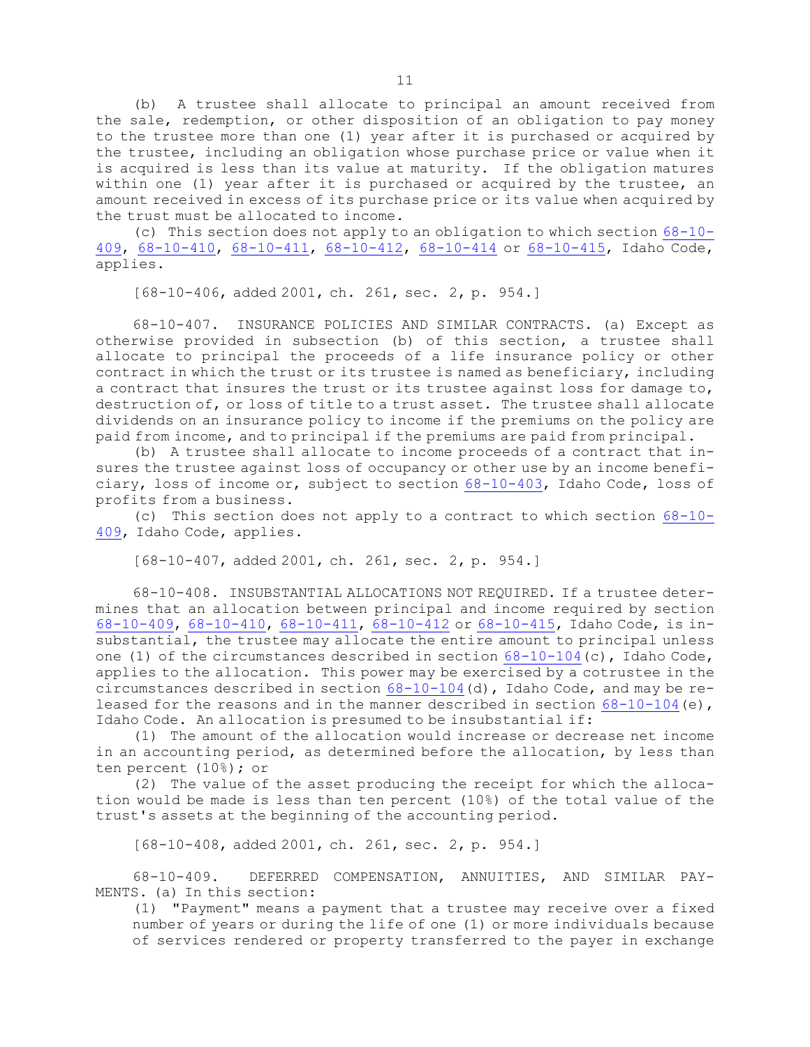(b) A trustee shall allocate to principal an amount received from the sale, redemption, or other disposition of an obligation to pay money to the trustee more than one (1) year after it is purchased or acquired by the trustee, including an obligation whose purchase price or value when it is acquired is less than its value at maturity. If the obligation matures within one (1) year after it is purchased or acquired by the trustee, an amount received in excess of its purchase price or its value when acquired by the trust must be allocated to income.

(c) This section does not apply to an obligation to which section 68-10-409, 68-10-410, 68-10-411, 68-10-412, 68-10-414 or 68-10-415, Idaho Code, applies.

[68-10-406, added 2001, ch. 261, sec. 2, p. 954.]

68-10-407. INSURANCE POLICIES AND SIMILAR CONTRACTS. (a) Except as otherwise provided in subsection (b) of this section, a trustee shall allocate to principal the proceeds of a life insurance policy or other contract in which the trust or its trustee is named as beneficiary, including a contract that insures the trust or its trustee against loss for damage to, destruction of, or loss of title to a trust asset. The trustee shall allocate dividends on an insurance policy to income if the premiums on the policy are paid from income, and to principal if the premiums are paid from principal.

(b) A trustee shall allocate to income proceeds of a contract that insures the trustee against loss of occupancy or other use by an income beneficiary, loss of income or, subject to section 68-10-403, Idaho Code, loss of profits from a business.

(c) This section does not apply to a contract to which section 68-10-409, Idaho Code, applies.

[68-10-407, added 2001, ch. 261, sec. 2, p. 954.]

68-10-408. INSUBSTANTIAL ALLOCATIONS NOT REQUIRED. If a trustee determines that an allocation between principal and income required by section 68-10-409, 68-10-410, 68-10-411, 68-10-412 or 68-10-415, Idaho Code, is insubstantial, the trustee may allocate the entire amount to principal unless one (1) of the circumstances described in section 68-10-104(c), Idaho Code, applies to the allocation. This power may be exercised by a cotrustee in the circumstances described in section 68-10-104(d), Idaho Code, and may be released for the reasons and in the manner described in section 68-10-104(e), Idaho Code. An allocation is presumed to be insubstantial if:

(1) The amount of the allocation would increase or decrease net income in an accounting period, as determined before the allocation, by less than ten percent (10%); or

(2) The value of the asset producing the receipt for which the allocation would be made is less than ten percent (10%) of the total value of the trust's assets at the beginning of the accounting period.

[68-10-408, added 2001, ch. 261, sec. 2, p. 954.]

68-10-409. DEFERRED COMPENSATION, ANNUITIES, AND SIMILAR PAYMENTS. (a) In this section:

(1) "Payment" means a payment that a trustee may receive over a fixed number of years or during the life of one (1) or more individuals because of services rendered or property transferred to the payer in exchange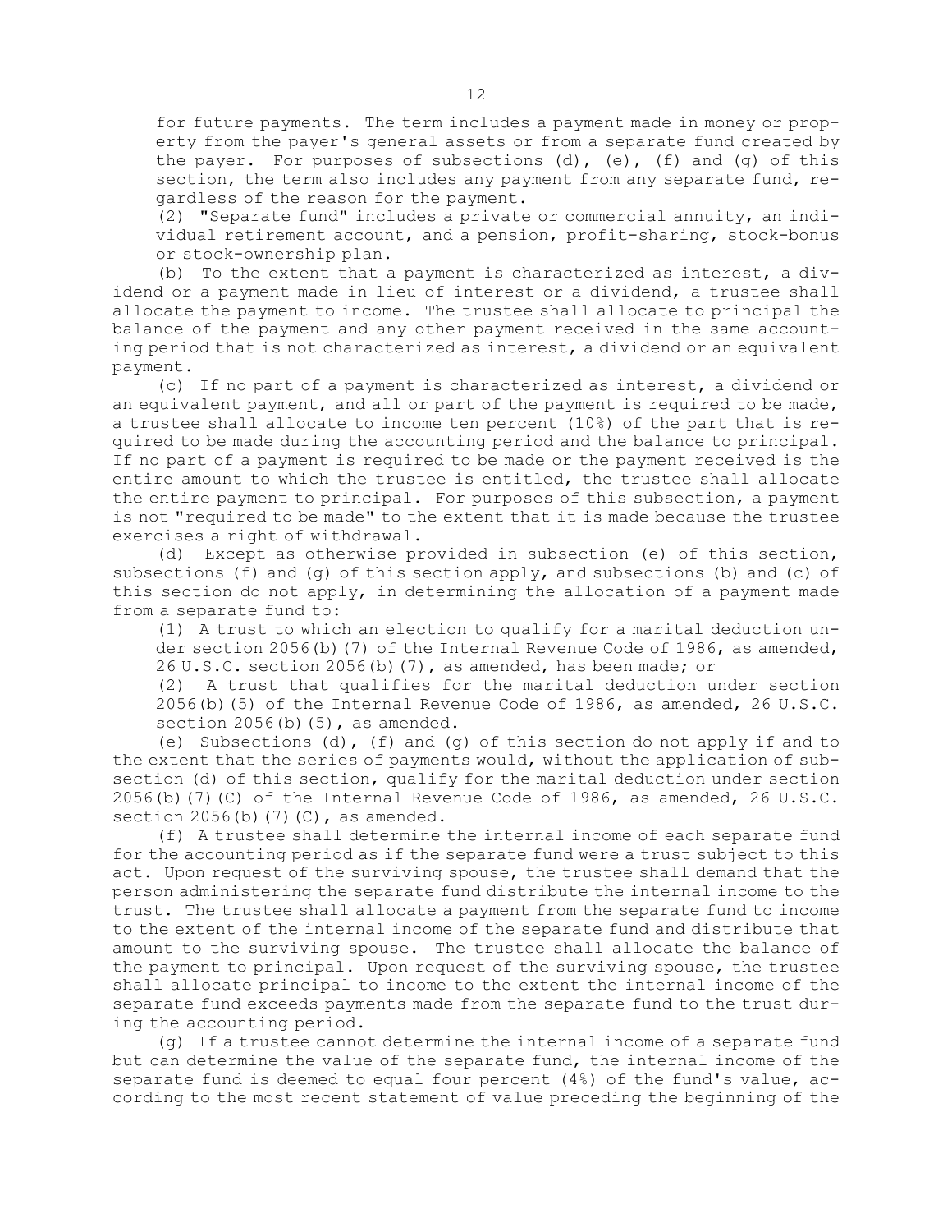for future payments. The term includes a payment made in money or property from the payer's general assets or from a separate fund created by the payer. For purposes of subsections (d), (e), (f) and (g) of this section, the term also includes any payment from any separate fund, regardless of the reason for the payment.

(2) "Separate fund" includes a private or commercial annuity, an individual retirement account, and a pension, profit-sharing, stock-bonus or stock-ownership plan.

(b) To the extent that a payment is characterized as interest, a dividend or a payment made in lieu of interest or a dividend, a trustee shall allocate the payment to income. The trustee shall allocate to principal the balance of the payment and any other payment received in the same accounting period that is not characterized as interest, a dividend or an equivalent payment.

(c) If no part of a payment is characterized as interest, a dividend or an equivalent payment, and all or part of the payment is required to be made, a trustee shall allocate to income ten percent (10%) of the part that is required to be made during the accounting period and the balance to principal. If no part of a payment is required to be made or the payment received is the entire amount to which the trustee is entitled, the trustee shall allocate the entire payment to principal. For purposes of this subsection, a payment is not "required to be made" to the extent that it is made because the trustee exercises a right of withdrawal.

(d) Except as otherwise provided in subsection (e) of this section, subsections (f) and (g) of this section apply, and subsections (b) and (c) of this section do not apply, in determining the allocation of a payment made from a separate fund to:

(1) A trust to which an election to qualify for a marital deduction under section 2056(b)(7) of the Internal Revenue Code of 1986, as amended, 26 U.S.C. section 2056(b)(7), as amended, has been made; or

(2) A trust that qualifies for the marital deduction under section 2056(b)(5) of the Internal Revenue Code of 1986, as amended, 26 U.S.C. section 2056(b)(5), as amended.

(e) Subsections (d), (f) and (g) of this section do not apply if and to the extent that the series of payments would, without the application of subsection (d) of this section, qualify for the marital deduction under section 2056(b)(7)(C) of the Internal Revenue Code of 1986, as amended, 26 U.S.C. section 2056(b)(7)(C), as amended.

(f) A trustee shall determine the internal income of each separate fund for the accounting period as if the separate fund were a trust subject to this act. Upon request of the surviving spouse, the trustee shall demand that the person administering the separate fund distribute the internal income to the trust. The trustee shall allocate a payment from the separate fund to income to the extent of the internal income of the separate fund and distribute that amount to the surviving spouse. The trustee shall allocate the balance of the payment to principal. Upon request of the surviving spouse, the trustee shall allocate principal to income to the extent the internal income of the separate fund exceeds payments made from the separate fund to the trust during the accounting period.

(g) If a trustee cannot determine the internal income of a separate fund but can determine the value of the separate fund, the internal income of the separate fund is deemed to equal four percent (4%) of the fund's value, according to the most recent statement of value preceding the beginning of the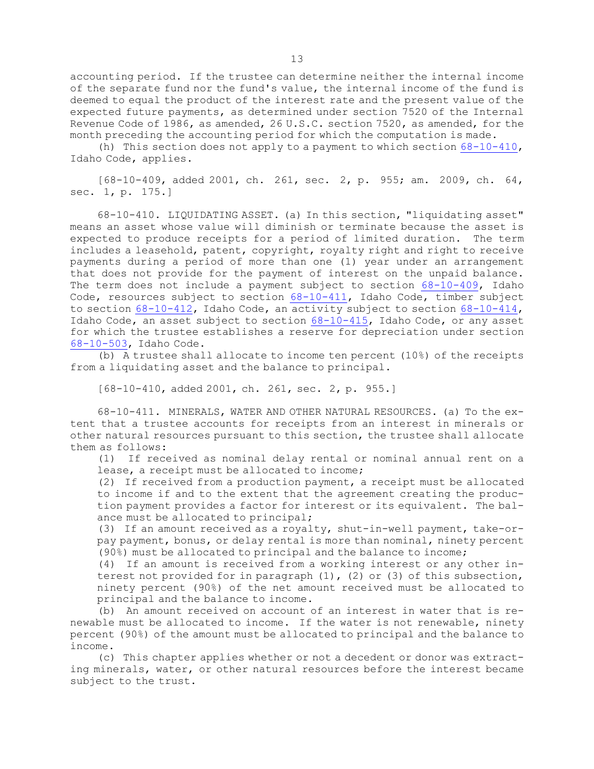accounting period. If the trustee can determine neither the internal income of the separate fund nor the fund's value, the internal income of the fund is deemed to equal the product of the interest rate and the present value of the expected future payments, as determined under section 7520 of the Internal Revenue Code of 1986, as amended, 26 U.S.C. section 7520, as amended, for the month preceding the accounting period for which the computation is made.

(h) This section does not apply to a payment to which section 68-10-410, Idaho Code, applies.

[68-10-409, added 2001, ch. 261, sec. 2, p. 955; am. 2009, ch. 64, sec. 1, p. 175.]

68-10-410. LIQUIDATING ASSET. (a) In this section, "liquidating asset" means an asset whose value will diminish or terminate because the asset is expected to produce receipts for a period of limited duration. The term includes a leasehold, patent, copyright, royalty right and right to receive payments during a period of more than one (1) year under an arrangement that does not provide for the payment of interest on the unpaid balance. The term does not include a payment subject to section 68-10-409, Idaho Code, resources subject to section 68-10-411, Idaho Code, timber subject to section 68-10-412, Idaho Code, an activity subject to section 68-10-414, Idaho Code, an asset subject to section 68-10-415, Idaho Code, or any asset for which the trustee establishes a reserve for depreciation under section 68-10-503, Idaho Code.

(b) A trustee shall allocate to income ten percent (10%) of the receipts from a liquidating asset and the balance to principal.

[68-10-410, added 2001, ch. 261, sec. 2, p. 955.]

68-10-411. MINERALS, WATER AND OTHER NATURAL RESOURCES. (a) To the extent that a trustee accounts for receipts from an interest in minerals or other natural resources pursuant to this section, the trustee shall allocate them as follows:

(1) If received as nominal delay rental or nominal annual rent on a lease, a receipt must be allocated to income;

(2) If received from a production payment, a receipt must be allocated to income if and to the extent that the agreement creating the production payment provides a factor for interest or its equivalent. The balance must be allocated to principal;

(3) If an amount received as a royalty, shut-in-well payment, take-or-pay payment, bonus, or delay rental is more than nominal, ninety percent (90%) must be allocated to principal and the balance to income;

(4) If an amount is received from a working interest or any other interest not provided for in paragraph (1), (2) or (3) of this subsection, ninety percent (90%) of the net amount received must be allocated to principal and the balance to income.

(b) An amount received on account of an interest in water that is renewable must be allocated to income. If the water is not renewable, ninety percent (90%) of the amount must be allocated to principal and the balance to income.

(c) This chapter applies whether or not a decedent or donor was extracting minerals, water, or other natural resources before the interest became subject to the trust.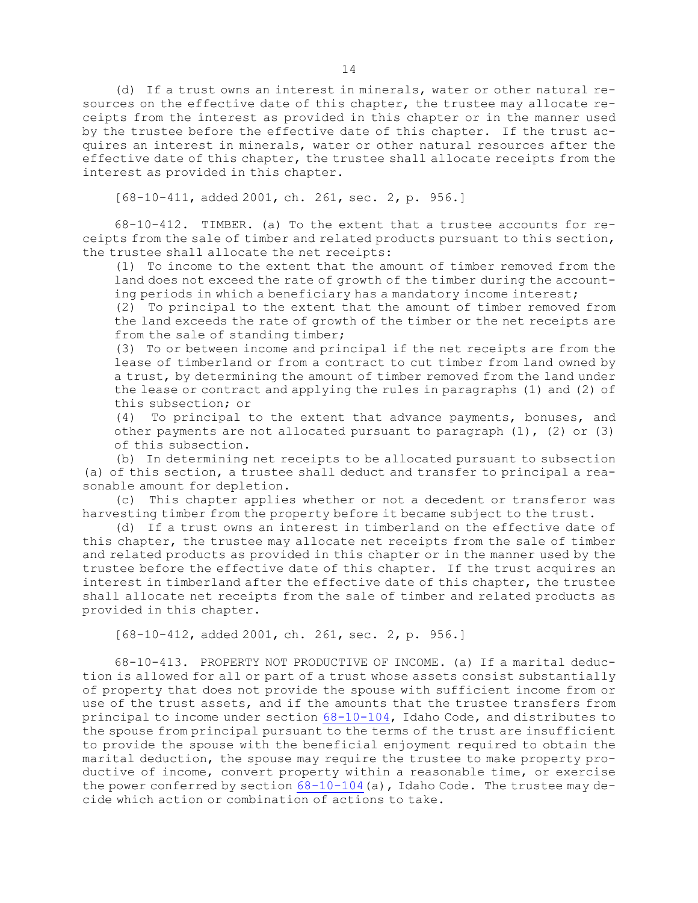(d) If a trust owns an interest in minerals, water or other natural resources on the effective date of this chapter, the trustee may allocate receipts from the interest as provided in this chapter or in the manner used by the trustee before the effective date of this chapter. If the trust acquires an interest in minerals, water or other natural resources after the effective date of this chapter, the trustee shall allocate receipts from the interest as provided in this chapter.

[68-10-411, added 2001, ch. 261, sec. 2, p. 956.]

68-10-412. TIMBER. (a) To the extent that a trustee accounts for receipts from the sale of timber and related products pursuant to this section, the trustee shall allocate the net receipts:

(1) To income to the extent that the amount of timber removed from the land does not exceed the rate of growth of the timber during the accounting periods in which a beneficiary has a mandatory income interest;

(2) To principal to the extent that the amount of timber removed from the land exceeds the rate of growth of the timber or the net receipts are from the sale of standing timber;

(3) To or between income and principal if the net receipts are from the lease of timberland or from a contract to cut timber from land owned by a trust, by determining the amount of timber removed from the land under the lease or contract and applying the rules in paragraphs (1) and (2) of this subsection; or

(4) To principal to the extent that advance payments, bonuses, and other payments are not allocated pursuant to paragraph (1), (2) or (3) of this subsection.

(b) In determining net receipts to be allocated pursuant to subsection (a) of this section, a trustee shall deduct and transfer to principal a reasonable amount for depletion.

(c) This chapter applies whether or not a decedent or transferor was harvesting timber from the property before it became subject to the trust.

(d) If a trust owns an interest in timberland on the effective date of this chapter, the trustee may allocate net receipts from the sale of timber and related products as provided in this chapter or in the manner used by the trustee before the effective date of this chapter. If the trust acquires an interest in timberland after the effective date of this chapter, the trustee shall allocate net receipts from the sale of timber and related products as provided in this chapter.

[68-10-412, added 2001, ch. 261, sec. 2, p. 956.]

68-10-413. PROPERTY NOT PRODUCTIVE OF INCOME. (a) If a marital deduction is allowed for all or part of a trust whose assets consist substantially of property that does not provide the spouse with sufficient income from or use of the trust assets, and if the amounts that the trustee transfers from principal to income under section 68-10-104, Idaho Code, and distributes to the spouse from principal pursuant to the terms of the trust are insufficient to provide the spouse with the beneficial enjoyment required to obtain the marital deduction, the spouse may require the trustee to make property productive of income, convert property within a reasonable time, or exercise the power conferred by section 68-10-104(a), Idaho Code. The trustee may decide which action or combination of actions to take.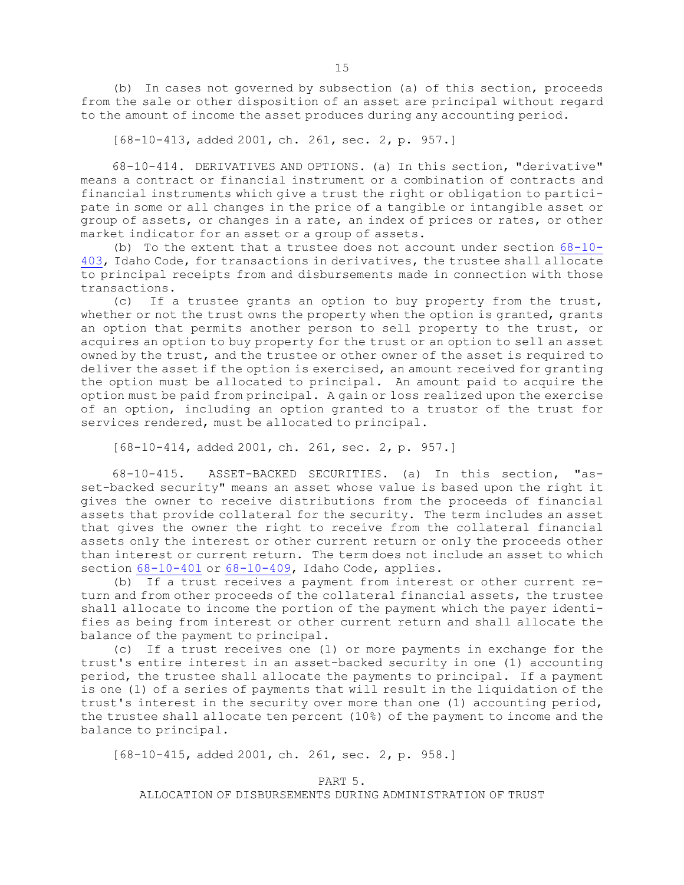(b) In cases not governed by subsection (a) of this section, proceeds from the sale or other disposition of an asset are principal without regard to the amount of income the asset produces during any accounting period.

[68-10-413, added 2001, ch. 261, sec. 2, p. 957.]

68-10-414. DERIVATIVES AND OPTIONS. (a) In this section, "derivative" means a contract or financial instrument or a combination of contracts and financial instruments which give a trust the right or obligation to participate in some or all changes in the price of a tangible or intangible asset or group of assets, or changes in a rate, an index of prices or rates, or other market indicator for an asset or a group of assets.

(b) To the extent that a trustee does not account under section 68-10-403, Idaho Code, for transactions in derivatives, the trustee shall allocate to principal receipts from and disbursements made in connection with those transactions.

(c) If a trustee grants an option to buy property from the trust, whether or not the trust owns the property when the option is granted, grants an option that permits another person to sell property to the trust, or acquires an option to buy property for the trust or an option to sell an asset owned by the trust, and the trustee or other owner of the asset is required to deliver the asset if the option is exercised, an amount received for granting the option must be allocated to principal. An amount paid to acquire the option must be paid from principal. A gain or loss realized upon the exercise of an option, including an option granted to a trustor of the trust for services rendered, must be allocated to principal.

[68-10-414, added 2001, ch. 261, sec. 2, p. 957.]

68-10-415. ASSET-BACKED SECURITIES. (a) In this section, "asset-backed security" means an asset whose value is based upon the right it gives the owner to receive distributions from the proceeds of financial assets that provide collateral for the security. The term includes an asset that gives the owner the right to receive from the collateral financial assets only the interest or other current return or only the proceeds other than interest or current return. The term does not include an asset to which section 68-10-401 or 68-10-409, Idaho Code, applies.

(b) If a trust receives a payment from interest or other current return and from other proceeds of the collateral financial assets, the trustee shall allocate to income the portion of the payment which the payer identifies as being from interest or other current return and shall allocate the balance of the payment to principal.

(c) If a trust receives one (1) or more payments in exchange for the trust's entire interest in an asset-backed security in one (1) accounting period, the trustee shall allocate the payments to principal. If a payment is one (1) of a series of payments that will result in the liquidation of the trust's interest in the security over more than one (1) accounting period, the trustee shall allocate ten percent (10%) of the payment to income and the balance to principal.

[68-10-415, added 2001, ch. 261, sec. 2, p. 958.]

## PART 5.
## ALLOCATION OF DISBURSEMENTS DURING ADMINISTRATION OF TRUST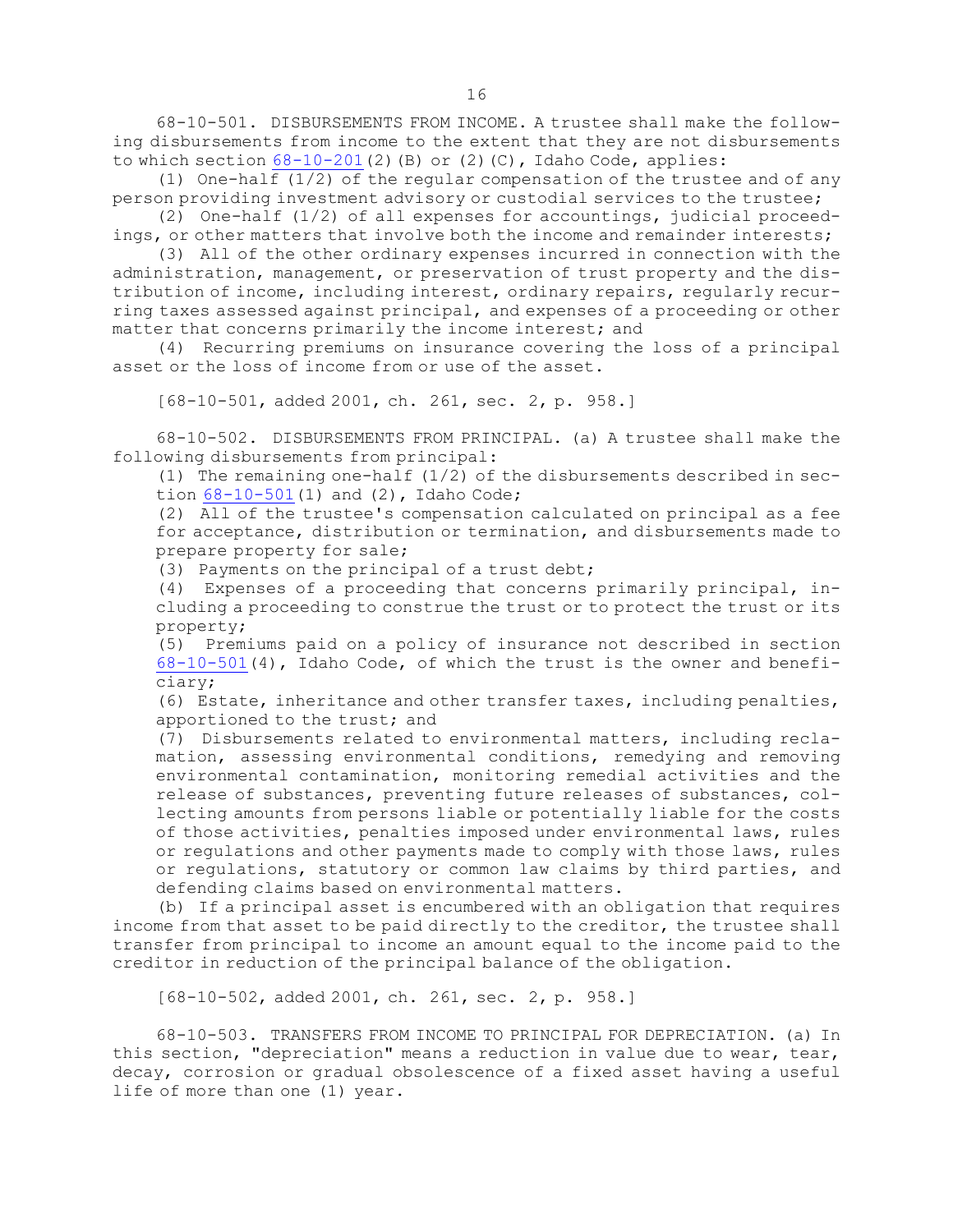68-10-501. DISBURSEMENTS FROM INCOME. A trustee shall make the following disbursements from income to the extent that they are not disbursements to which section 68-10-201(2)(B) or (2)(C), Idaho Code, applies:

(1) One-half (1/2) of the regular compensation of the trustee and of any person providing investment advisory or custodial services to the trustee;

(2) One-half (1/2) of all expenses for accountings, judicial proceedings, or other matters that involve both the income and remainder interests;

(3) All of the other ordinary expenses incurred in connection with the administration, management, or preservation of trust property and the distribution of income, including interest, ordinary repairs, regularly recurring taxes assessed against principal, and expenses of a proceeding or other matter that concerns primarily the income interest; and

(4) Recurring premiums on insurance covering the loss of a principal asset or the loss of income from or use of the asset.

[68-10-501, added 2001, ch. 261, sec. 2, p. 958.]

68-10-502. DISBURSEMENTS FROM PRINCIPAL. (a) A trustee shall make the following disbursements from principal:

(1) The remaining one-half (1/2) of the disbursements described in section 68-10-501(1) and (2), Idaho Code;

(2) All of the trustee's compensation calculated on principal as a fee for acceptance, distribution or termination, and disbursements made to prepare property for sale;

(3) Payments on the principal of a trust debt;

(4) Expenses of a proceeding that concerns primarily principal, including a proceeding to construe the trust or to protect the trust or its property;

(5) Premiums paid on a policy of insurance not described in section 68-10-501(4), Idaho Code, of which the trust is the owner and beneficiary;

(6) Estate, inheritance and other transfer taxes, including penalties, apportioned to the trust; and

(7) Disbursements related to environmental matters, including reclamation, assessing environmental conditions, remedying and removing environmental contamination, monitoring remedial activities and the release of substances, preventing future releases of substances, collecting amounts from persons liable or potentially liable for the costs of those activities, penalties imposed under environmental laws, rules or regulations and other payments made to comply with those laws, rules or regulations, statutory or common law claims by third parties, and defending claims based on environmental matters.

(b) If a principal asset is encumbered with an obligation that requires income from that asset to be paid directly to the creditor, the trustee shall transfer from principal to income an amount equal to the income paid to the creditor in reduction of the principal balance of the obligation.

[68-10-502, added 2001, ch. 261, sec. 2, p. 958.]

68-10-503. TRANSFERS FROM INCOME TO PRINCIPAL FOR DEPRECIATION. (a) In this section, "depreciation" means a reduction in value due to wear, tear, decay, corrosion or gradual obsolescence of a fixed asset having a useful life of more than one (1) year.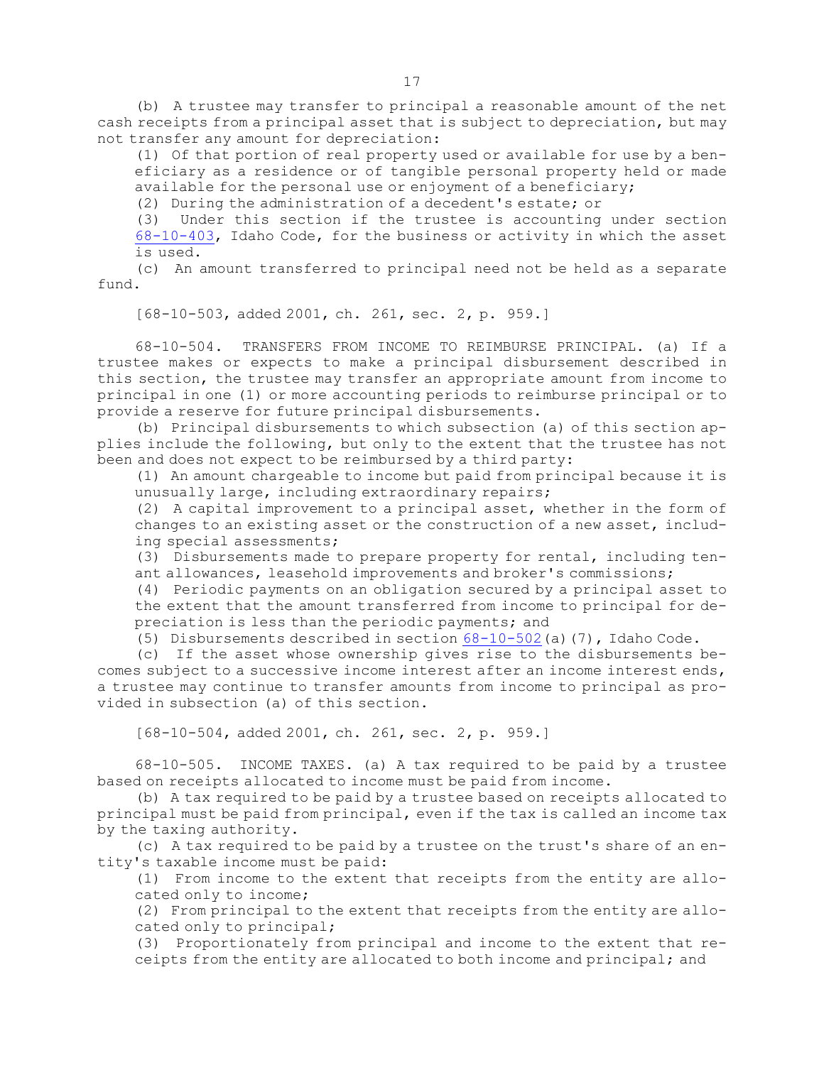(b) A trustee may transfer to principal a reasonable amount of the net cash receipts from a principal asset that is subject to depreciation, but may not transfer any amount for depreciation:

(1) Of that portion of real property used or available for use by a beneficiary as a residence or of tangible personal property held or made available for the personal use or enjoyment of a beneficiary;

(2) During the administration of a decedent's estate; or

(3) Under this section if the trustee is accounting under section 68-10-403, Idaho Code, for the business or activity in which the asset is used.

(c) An amount transferred to principal need not be held as a separate fund.

[68-10-503, added 2001, ch. 261, sec. 2, p. 959.]

68-10-504. TRANSFERS FROM INCOME TO REIMBURSE PRINCIPAL. (a) If a trustee makes or expects to make a principal disbursement described in this section, the trustee may transfer an appropriate amount from income to principal in one (1) or more accounting periods to reimburse principal or to provide a reserve for future principal disbursements.

(b) Principal disbursements to which subsection (a) of this section applies include the following, but only to the extent that the trustee has not been and does not expect to be reimbursed by a third party:

(1) An amount chargeable to income but paid from principal because it is unusually large, including extraordinary repairs;

(2) A capital improvement to a principal asset, whether in the form of changes to an existing asset or the construction of a new asset, including special assessments;

(3) Disbursements made to prepare property for rental, including tenant allowances, leasehold improvements and broker's commissions;

(4) Periodic payments on an obligation secured by a principal asset to the extent that the amount transferred from income to principal for depreciation is less than the periodic payments; and

(5) Disbursements described in section 68-10-502(a)(7), Idaho Code.

(c) If the asset whose ownership gives rise to the disbursements becomes subject to a successive income interest after an income interest ends, a trustee may continue to transfer amounts from income to principal as provided in subsection (a) of this section.

[68-10-504, added 2001, ch. 261, sec. 2, p. 959.]

68-10-505. INCOME TAXES. (a) A tax required to be paid by a trustee based on receipts allocated to income must be paid from income.

(b) A tax required to be paid by a trustee based on receipts allocated to principal must be paid from principal, even if the tax is called an income tax by the taxing authority.

(c) A tax required to be paid by a trustee on the trust's share of an entity's taxable income must be paid:

(1) From income to the extent that receipts from the entity are allocated only to income;

(2) From principal to the extent that receipts from the entity are allocated only to principal;

(3) Proportionately from principal and income to the extent that receipts from the entity are allocated to both income and principal; and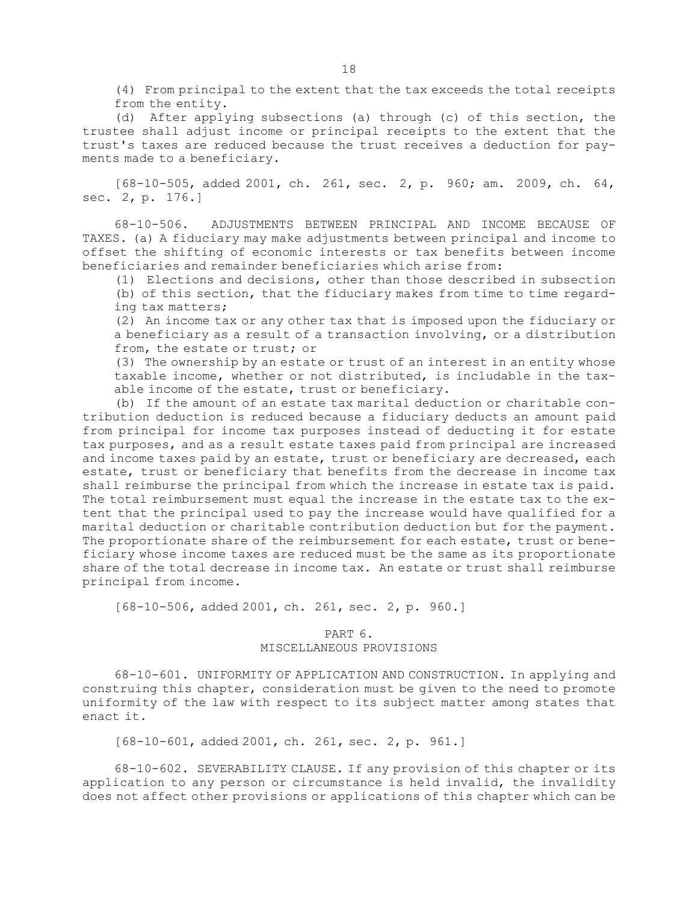(4) From principal to the extent that the tax exceeds the total receipts from the entity.

(d) After applying subsections (a) through (c) of this section, the trustee shall adjust income or principal receipts to the extent that the trust's taxes are reduced because the trust receives a deduction for payments made to a beneficiary.

[68-10-505, added 2001, ch. 261, sec. 2, p. 960; am. 2009, ch. 64, sec. 2, p. 176.]

68-10-506. ADJUSTMENTS BETWEEN PRINCIPAL AND INCOME BECAUSE OF TAXES. (a) A fiduciary may make adjustments between principal and income to offset the shifting of economic interests or tax benefits between income beneficiaries and remainder beneficiaries which arise from:

(1) Elections and decisions, other than those described in subsection (b) of this section, that the fiduciary makes from time to time regarding tax matters;

(2) An income tax or any other tax that is imposed upon the fiduciary or a beneficiary as a result of a transaction involving, or a distribution from, the estate or trust; or

(3) The ownership by an estate or trust of an interest in an entity whose taxable income, whether or not distributed, is includable in the taxable income of the estate, trust or beneficiary.

(b) If the amount of an estate tax marital deduction or charitable contribution deduction is reduced because a fiduciary deducts an amount paid from principal for income tax purposes instead of deducting it for estate tax purposes, and as a result estate taxes paid from principal are increased and income taxes paid by an estate, trust or beneficiary are decreased, each estate, trust or beneficiary that benefits from the decrease in income tax shall reimburse the principal from which the increase in estate tax is paid. The total reimbursement must equal the increase in the estate tax to the extent that the principal used to pay the increase would have qualified for a marital deduction or charitable contribution deduction but for the payment. The proportionate share of the reimbursement for each estate, trust or beneficiary whose income taxes are reduced must be the same as its proportionate share of the total decrease in income tax. An estate or trust shall reimburse principal from income.

[68-10-506, added 2001, ch. 261, sec. 2, p. 960.]

## PART 6.
## MISCELLANEOUS PROVISIONS

68-10-601. UNIFORMITY OF APPLICATION AND CONSTRUCTION. In applying and construing this chapter, consideration must be given to the need to promote uniformity of the law with respect to its subject matter among states that enact it.

[68-10-601, added 2001, ch. 261, sec. 2, p. 961.]

68-10-602. SEVERABILITY CLAUSE. If any provision of this chapter or its application to any person or circumstance is held invalid, the invalidity does not affect other provisions or applications of this chapter which can be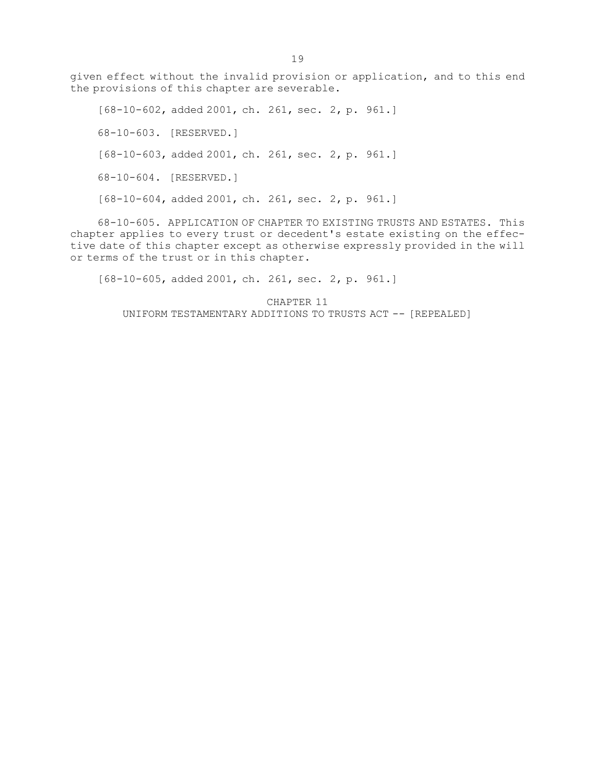given effect without the invalid provision or application, and to this end the provisions of this chapter are severable.

[68-10-602, added 2001, ch. 261, sec. 2, p. 961.]

68-10-603. [RESERVED.]

[68-10-603, added 2001, ch. 261, sec. 2, p. 961.]

68-10-604. [RESERVED.]

[68-10-604, added 2001, ch. 261, sec. 2, p. 961.]

68-10-605. APPLICATION OF CHAPTER TO EXISTING TRUSTS AND ESTATES. This chapter applies to every trust or decedent's estate existing on the effective date of this chapter except as otherwise expressly provided in the will or terms of the trust or in this chapter.

[68-10-605, added 2001, ch. 261, sec. 2, p. 961.]

## CHAPTER 11
## UNIFORM TESTAMENTARY ADDITIONS TO TRUSTS ACT -- [REPEALED]